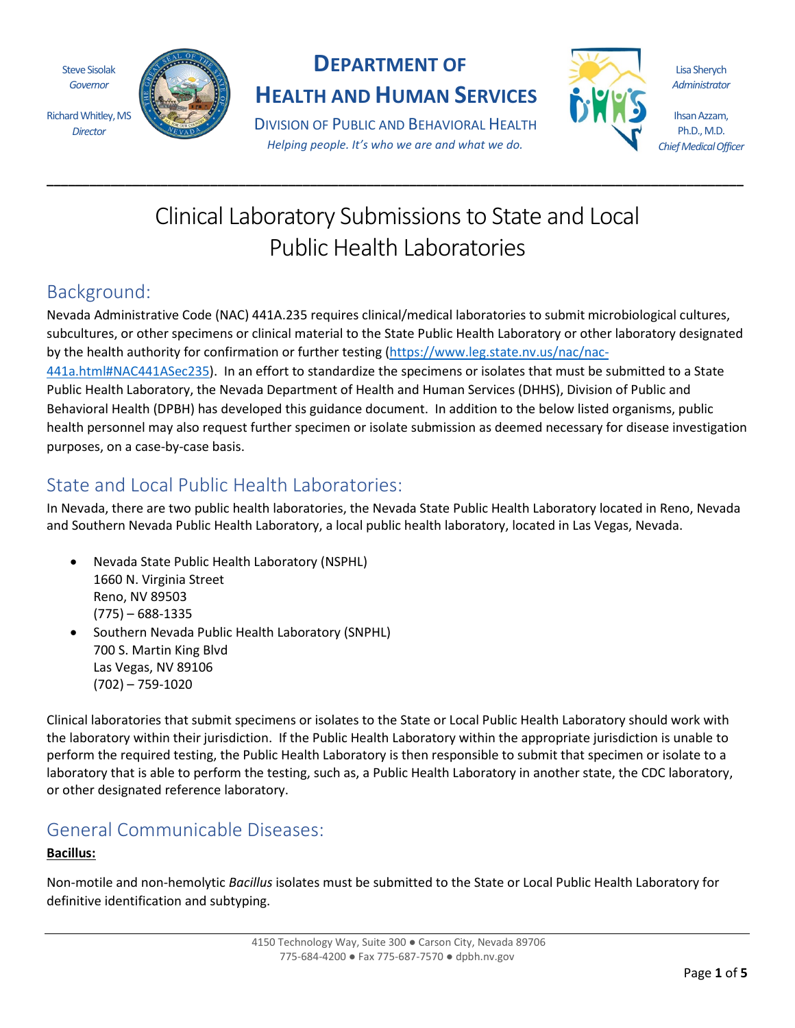Steve Sisolak
*Governor*

Richard Whitley, MS
*Director*

# Department of Health and Human Services

Division of Public and Behavioral Health

*Helping people. It's who we are and what we do.*

Lisa Sherych
*Administrator*

Ihsan Azzam, Ph.D., M.D.
*Chief Medical Officer*

---

# Clinical Laboratory Submissions to State and Local Public Health Laboratories

## Background:

Nevada Administrative Code (NAC) 441A.235 requires clinical/medical laboratories to submit microbiological cultures, subcultures, or other specimens or clinical material to the State Public Health Laboratory or other laboratory designated by the health authority for confirmation or further testing ([https://www.leg.state.nv.us/nac/nac-441a.html#NAC441ASec235](https://www.leg.state.nv.us/nac/nac-441a.html#NAC441ASec235)). In an effort to standardize the specimens or isolates that must be submitted to a State Public Health Laboratory, the Nevada Department of Health and Human Services (DHHS), Division of Public and Behavioral Health (DPBH) has developed this guidance document. In addition to the below listed organisms, public health personnel may also request further specimen or isolate submission as deemed necessary for disease investigation purposes, on a case-by-case basis.

## State and Local Public Health Laboratories:

In Nevada, there are two public health laboratories, the Nevada State Public Health Laboratory located in Reno, Nevada and Southern Nevada Public Health Laboratory, a local public health laboratory, located in Las Vegas, Nevada.

- Nevada State Public Health Laboratory (NSPHL)
  1660 N. Virginia Street
  Reno, NV 89503
  (775) – 688-1335
- Southern Nevada Public Health Laboratory (SNPHL)
  700 S. Martin King Blvd
  Las Vegas, NV 89106
  (702) – 759-1020

Clinical laboratories that submit specimens or isolates to the State or Local Public Health Laboratory should work with the laboratory within their jurisdiction. If the Public Health Laboratory within the appropriate jurisdiction is unable to perform the required testing, the Public Health Laboratory is then responsible to submit that specimen or isolate to a laboratory that is able to perform the testing, such as, a Public Health Laboratory in another state, the CDC laboratory, or other designated reference laboratory.

## General Communicable Diseases:

**Bacillus:**

Non-motile and non-hemolytic *Bacillus* isolates must be submitted to the State or Local Public Health Laboratory for definitive identification and subtyping.

4150 Technology Way, Suite 300 ● Carson City, Nevada 89706
775-684-4200 ● Fax 775-687-7570 ● dpbh.nv.gov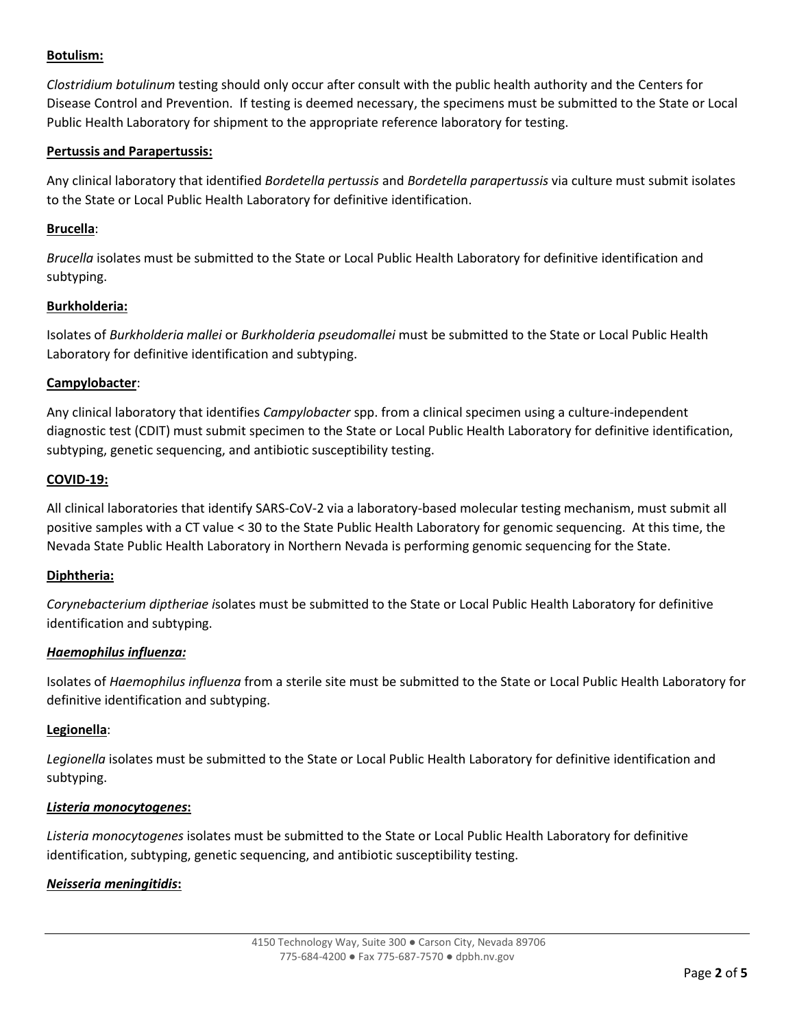**Botulism:**

*Clostridium botulinum* testing should only occur after consult with the public health authority and the Centers for Disease Control and Prevention. If testing is deemed necessary, the specimens must be submitted to the State or Local Public Health Laboratory for shipment to the appropriate reference laboratory for testing.

**Pertussis and Parapertussis:**

Any clinical laboratory that identified *Bordetella pertussis* and *Bordetella parapertussis* via culture must submit isolates to the State or Local Public Health Laboratory for definitive identification.

**Brucella**:

*Brucella* isolates must be submitted to the State or Local Public Health Laboratory for definitive identification and subtyping.

**Burkholderia:**

Isolates of *Burkholderia mallei* or *Burkholderia pseudomallei* must be submitted to the State or Local Public Health Laboratory for definitive identification and subtyping.

**Campylobacter**:

Any clinical laboratory that identifies *Campylobacter* spp. from a clinical specimen using a culture-independent diagnostic test (CDIT) must submit specimen to the State or Local Public Health Laboratory for definitive identification, subtyping, genetic sequencing, and antibiotic susceptibility testing.

**COVID-19:**

All clinical laboratories that identify SARS-CoV-2 via a laboratory-based molecular testing mechanism, must submit all positive samples with a CT value < 30 to the State Public Health Laboratory for genomic sequencing. At this time, the Nevada State Public Health Laboratory in Northern Nevada is performing genomic sequencing for the State.

**Diphtheria:**

*Corynebacterium diptheriae i*solates must be submitted to the State or Local Public Health Laboratory for definitive identification and subtyping.

***Haemophilus influenza:***

Isolates of *Haemophilus influenza* from a sterile site must be submitted to the State or Local Public Health Laboratory for definitive identification and subtyping.

**Legionella**:

*Legionella* isolates must be submitted to the State or Local Public Health Laboratory for definitive identification and subtyping.

***Listeria monocytogenes*:**

*Listeria monocytogenes* isolates must be submitted to the State or Local Public Health Laboratory for definitive identification, subtyping, genetic sequencing, and antibiotic susceptibility testing.

***Neisseria meningitidis*:**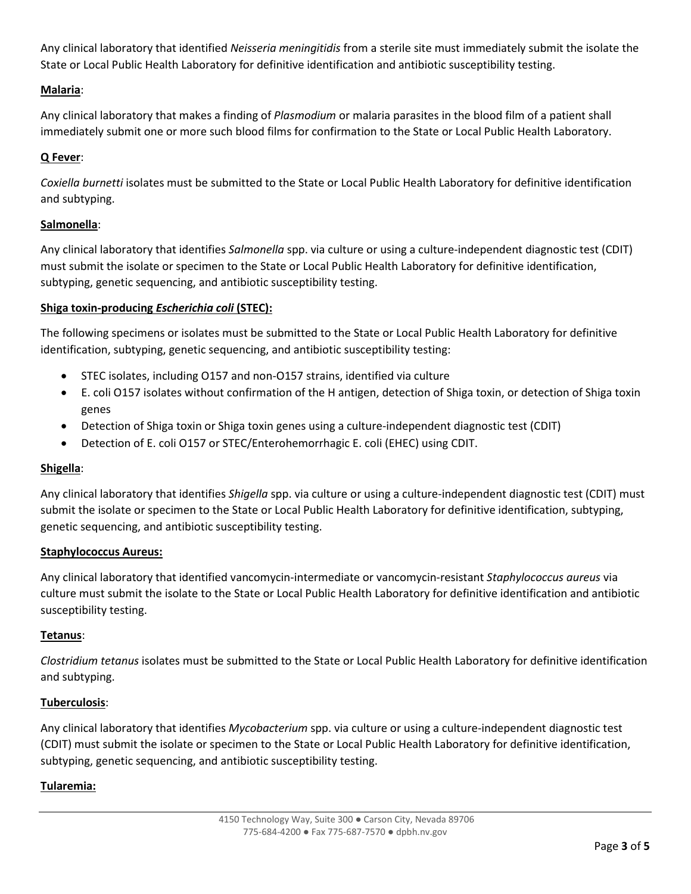Any clinical laboratory that identified *Neisseria meningitidis* from a sterile site must immediately submit the isolate the State or Local Public Health Laboratory for definitive identification and antibiotic susceptibility testing.

**Malaria**:

Any clinical laboratory that makes a finding of *Plasmodium* or malaria parasites in the blood film of a patient shall immediately submit one or more such blood films for confirmation to the State or Local Public Health Laboratory.

**Q Fever**:

*Coxiella burnetti* isolates must be submitted to the State or Local Public Health Laboratory for definitive identification and subtyping.

**Salmonella**:

Any clinical laboratory that identifies *Salmonella* spp. via culture or using a culture-independent diagnostic test (CDIT) must submit the isolate or specimen to the State or Local Public Health Laboratory for definitive identification, subtyping, genetic sequencing, and antibiotic susceptibility testing.

**Shiga toxin-producing *Escherichia coli* (STEC):**

The following specimens or isolates must be submitted to the State or Local Public Health Laboratory for definitive identification, subtyping, genetic sequencing, and antibiotic susceptibility testing:

- STEC isolates, including O157 and non-O157 strains, identified via culture
- E. coli O157 isolates without confirmation of the H antigen, detection of Shiga toxin, or detection of Shiga toxin genes
- Detection of Shiga toxin or Shiga toxin genes using a culture-independent diagnostic test (CDIT)
- Detection of E. coli O157 or STEC/Enterohemorrhagic E. coli (EHEC) using CDIT.

**Shigella**:

Any clinical laboratory that identifies *Shigella* spp. via culture or using a culture-independent diagnostic test (CDIT) must submit the isolate or specimen to the State or Local Public Health Laboratory for definitive identification, subtyping, genetic sequencing, and antibiotic susceptibility testing.

**Staphylococcus Aureus:**

Any clinical laboratory that identified vancomycin-intermediate or vancomycin-resistant *Staphylococcus aureus* via culture must submit the isolate to the State or Local Public Health Laboratory for definitive identification and antibiotic susceptibility testing.

**Tetanus**:

*Clostridium tetanus* isolates must be submitted to the State or Local Public Health Laboratory for definitive identification and subtyping.

**Tuberculosis**:

Any clinical laboratory that identifies *Mycobacterium* spp. via culture or using a culture-independent diagnostic test (CDIT) must submit the isolate or specimen to the State or Local Public Health Laboratory for definitive identification, subtyping, genetic sequencing, and antibiotic susceptibility testing.

**Tularemia:**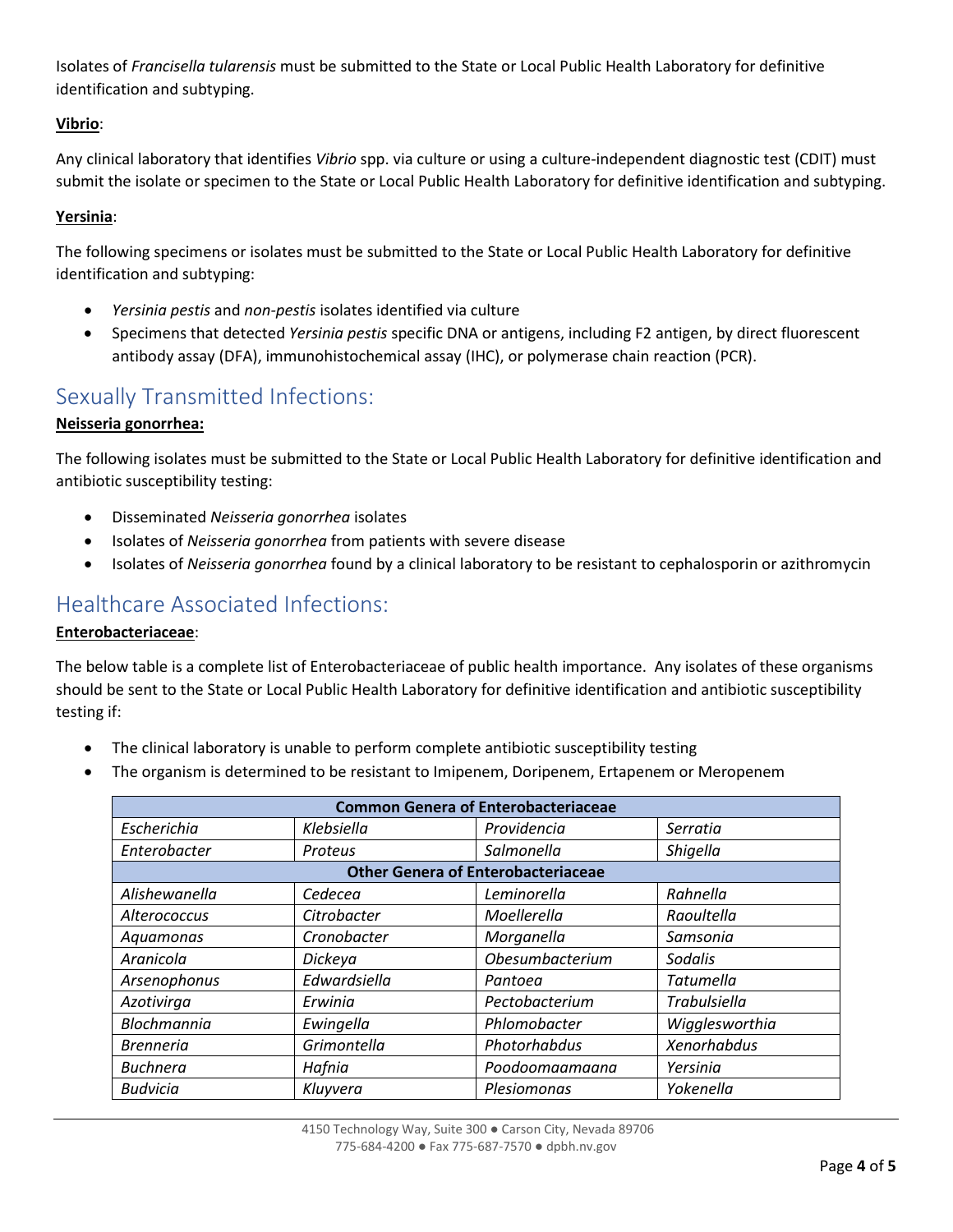Isolates of *Francisella tularensis* must be submitted to the State or Local Public Health Laboratory for definitive identification and subtyping.

**Vibrio**:

Any clinical laboratory that identifies *Vibrio* spp. via culture or using a culture-independent diagnostic test (CDIT) must submit the isolate or specimen to the State or Local Public Health Laboratory for definitive identification and subtyping.

**Yersinia**:

The following specimens or isolates must be submitted to the State or Local Public Health Laboratory for definitive identification and subtyping:

- *Yersinia pestis* and *non-pestis* isolates identified via culture
- Specimens that detected *Yersinia pestis* specific DNA or antigens, including F2 antigen, by direct fluorescent antibody assay (DFA), immunohistochemical assay (IHC), or polymerase chain reaction (PCR).

## Sexually Transmitted Infections:

**Neisseria gonorrhea:**

The following isolates must be submitted to the State or Local Public Health Laboratory for definitive identification and antibiotic susceptibility testing:

- Disseminated *Neisseria gonorrhea* isolates
- Isolates of *Neisseria gonorrhea* from patients with severe disease
- Isolates of *Neisseria gonorrhea* found by a clinical laboratory to be resistant to cephalosporin or azithromycin

## Healthcare Associated Infections:

**Enterobacteriaceae**:

The below table is a complete list of Enterobacteriaceae of public health importance. Any isolates of these organisms should be sent to the State or Local Public Health Laboratory for definitive identification and antibiotic susceptibility testing if:

- The clinical laboratory is unable to perform complete antibiotic susceptibility testing
- The organism is determined to be resistant to Imipenem, Doripenem, Ertapenem or Meropenem

| **Common Genera of Enterobacteriaceae** | | | |
|---|---|---|---|
| *Escherichia* | *Klebsiella* | *Providencia* | *Serratia* |
| *Enterobacter* | *Proteus* | *Salmonella* | *Shigella* |
| **Other Genera of Enterobacteriaceae** | | | |
| *Alishewanella* | *Cedecea* | *Leminorella* | *Rahnella* |
| *Alterococcus* | *Citrobacter* | *Moellerella* | *Raoultella* |
| *Aquamonas* | *Cronobacter* | *Morganella* | *Samsonia* |
| *Aranicola* | *Dickeya* | *Obesumbacterium* | *Sodalis* |
| *Arsenophonus* | *Edwardsiella* | *Pantoea* | *Tatumella* |
| *Azotivirga* | *Erwinia* | *Pectobacterium* | *Trabulsiella* |
| *Blochmannia* | *Ewingella* | *Phlomobacter* | *Wigglesworthia* |
| *Brenneria* | *Grimontella* | *Photorhabdus* | *Xenorhabdus* |
| *Buchnera* | *Hafnia* | *Poodoomaamaana* | *Yersinia* |
| *Budvicia* | *Kluyvera* | *Plesiomonas* | *Yokenella* |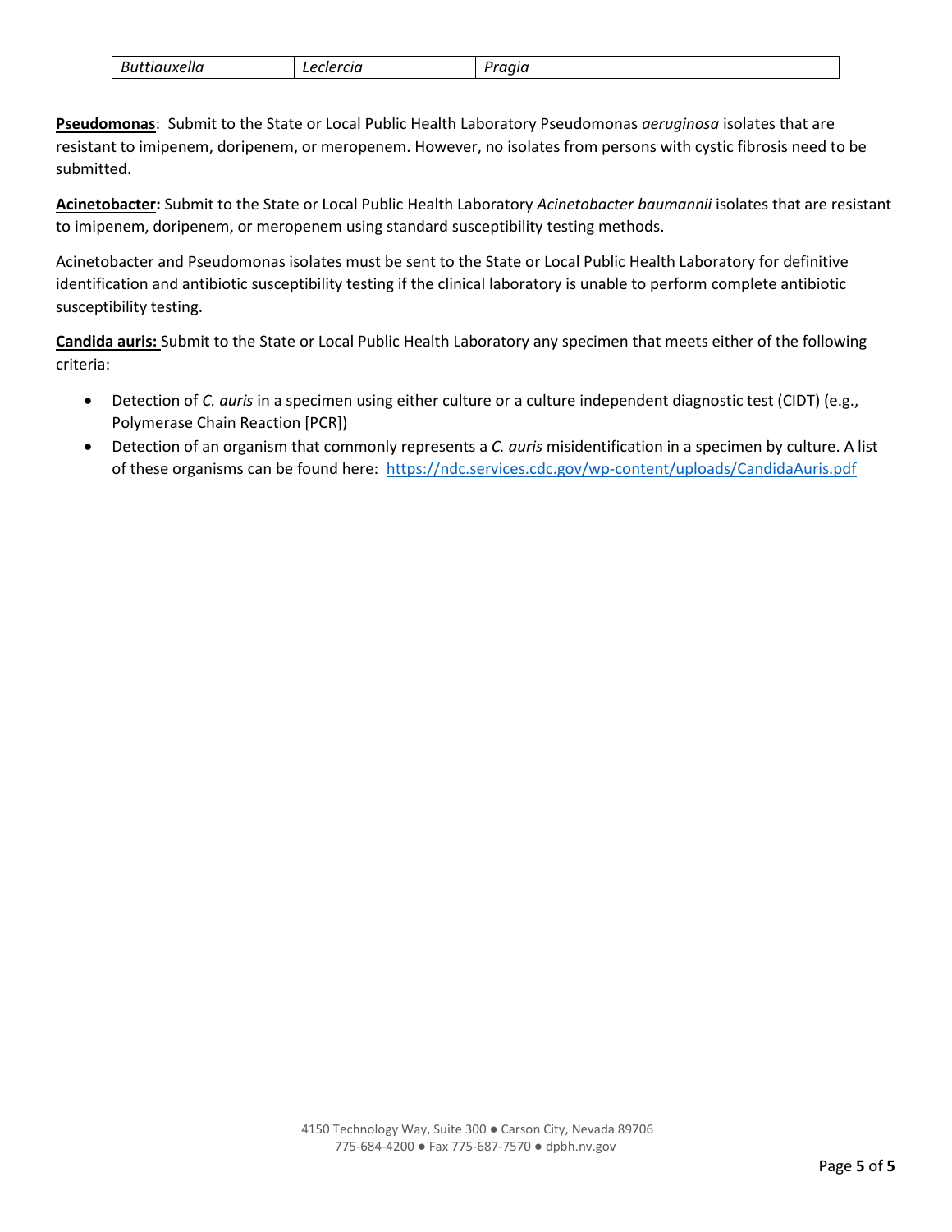| | | | |
|---|---|---|---|
| *Buttiauxella* | *Leclercia* | *Pragia* | |

**Pseudomonas**: Submit to the State or Local Public Health Laboratory Pseudomonas *aeruginosa* isolates that are resistant to imipenem, doripenem, or meropenem. However, no isolates from persons with cystic fibrosis need to be submitted.

**Acinetobacter:** Submit to the State or Local Public Health Laboratory *Acinetobacter baumannii* isolates that are resistant to imipenem, doripenem, or meropenem using standard susceptibility testing methods.

Acinetobacter and Pseudomonas isolates must be sent to the State or Local Public Health Laboratory for definitive identification and antibiotic susceptibility testing if the clinical laboratory is unable to perform complete antibiotic susceptibility testing.

**Candida auris:** Submit to the State or Local Public Health Laboratory any specimen that meets either of the following criteria:

- Detection of *C. auris* in a specimen using either culture or a culture independent diagnostic test (CIDT) (e.g., Polymerase Chain Reaction [PCR])
- Detection of an organism that commonly represents a *C. auris* misidentification in a specimen by culture. A list of these organisms can be found here: https://ndc.services.cdc.gov/wp-content/uploads/CandidaAuris.pdf

4150 Technology Way, Suite 300 ● Carson City, Nevada 89706
775-684-4200 ● Fax 775-687-7570 ● dpbh.nv.gov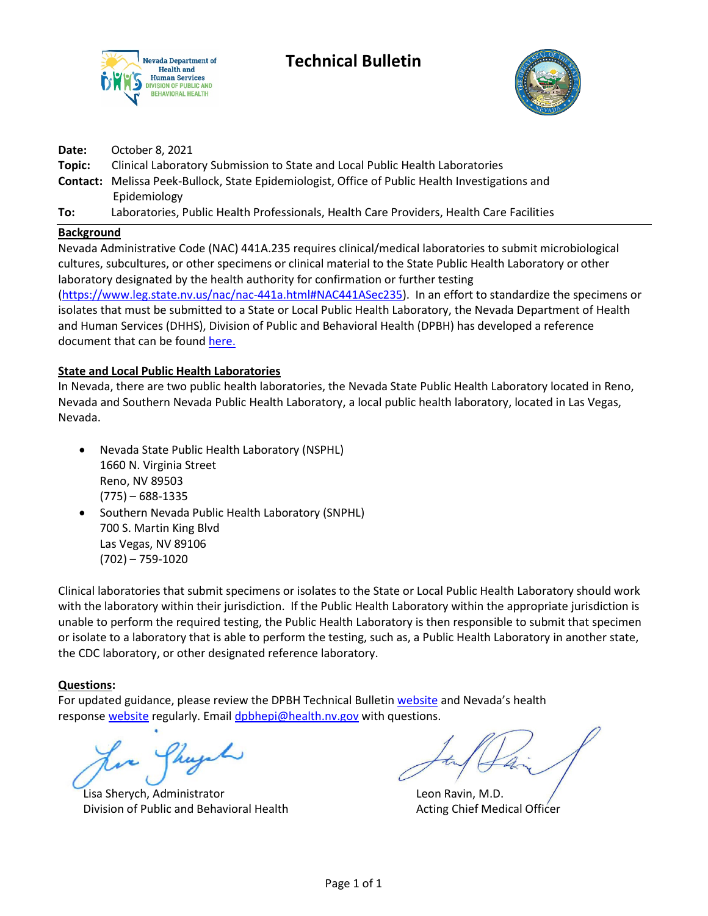# Technical Bulletin

**Date:** October 8, 2021

**Topic:** Clinical Laboratory Submission to State and Local Public Health Laboratories

**Contact:** Melissa Peek-Bullock, State Epidemiologist, Office of Public Health Investigations and Epidemiology

**To:** Laboratories, Public Health Professionals, Health Care Providers, Health Care Facilities

## Background

Nevada Administrative Code (NAC) 441A.235 requires clinical/medical laboratories to submit microbiological cultures, subcultures, or other specimens or clinical material to the State Public Health Laboratory or other laboratory designated by the health authority for confirmation or further testing (https://www.leg.state.nv.us/nac/nac-441a.html#NAC441ASec235). In an effort to standardize the specimens or isolates that must be submitted to a State or Local Public Health Laboratory, the Nevada Department of Health and Human Services (DHHS), Division of Public and Behavioral Health (DPBH) has developed a reference document that can be found here.

## State and Local Public Health Laboratories

In Nevada, there are two public health laboratories, the Nevada State Public Health Laboratory located in Reno, Nevada and Southern Nevada Public Health Laboratory, a local public health laboratory, located in Las Vegas, Nevada.

- Nevada State Public Health Laboratory (NSPHL)
  1660 N. Virginia Street
  Reno, NV 89503
  (775) – 688-1335
- Southern Nevada Public Health Laboratory (SNPHL)
  700 S. Martin King Blvd
  Las Vegas, NV 89106
  (702) – 759-1020

Clinical laboratories that submit specimens or isolates to the State or Local Public Health Laboratory should work with the laboratory within their jurisdiction. If the Public Health Laboratory within the appropriate jurisdiction is unable to perform the required testing, the Public Health Laboratory is then responsible to submit that specimen or isolate to a laboratory that is able to perform the testing, such as, a Public Health Laboratory in another state, the CDC laboratory, or other designated reference laboratory.

## Questions:

For updated guidance, please review the DPBH Technical Bulletin website and Nevada's health response website regularly. Email dpbhepi@health.nv.gov with questions.

Lisa Sherych, Administrator
Division of Public and Behavioral Health

Leon Ravin, M.D.
Acting Chief Medical Officer